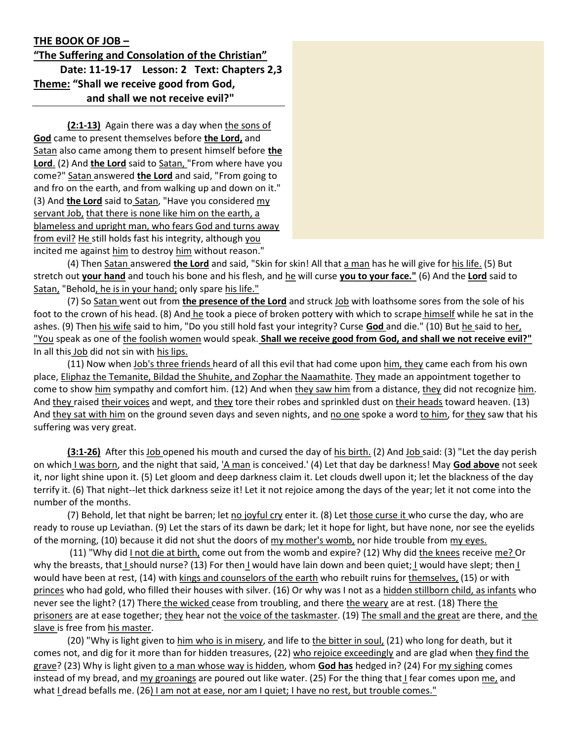**THE BOOK OF JOB –**
**"The Suffering and Consolation of the Christian"**
**Date: 11-19-17 Lesson: 2 Text: Chapters 2,3**
**Theme: "Shall we receive good from God, and shall we not receive evil?"**

**(2:1-13)** Again there was a day when the sons of **God** came to present themselves before **the Lord,** and Satan also came among them to present himself before **the Lord**. (2) And **the Lord** said to Satan, "From where have you come?" Satan answered **the Lord** and said, "From going to and fro on the earth, and from walking up and down on it." (3) And **the Lord** said to Satan, "Have you considered my servant Job, that there is none like him on the earth, a blameless and upright man, who fears God and turns away from evil? He still holds fast his integrity, although you incited me against him to destroy him without reason."

(4) Then Satan answered **the Lord** and said, "Skin for skin! All that a man has he will give for his life. (5) But stretch out **your hand** and touch his bone and his flesh, and he will curse **you to your face."** (6) And the **Lord** said to Satan, "Behold, he is in your hand; only spare his life."

(7) So Satan went out from **the presence of the Lord** and struck Job with loathsome sores from the sole of his foot to the crown of his head. (8) And he took a piece of broken pottery with which to scrape himself while he sat in the ashes. (9) Then his wife said to him, "Do you still hold fast your integrity? Curse **God** and die." (10) But he said to her, "You speak as one of the foolish women would speak. **Shall we receive good from God, and shall we not receive evil?"** In all this Job did not sin with his lips.

(11) Now when Job's three friends heard of all this evil that had come upon him, they came each from his own place, Eliphaz the Temanite, Bildad the Shuhite, and Zophar the Naamathite. They made an appointment together to come to show him sympathy and comfort him. (12) And when they saw him from a distance, they did not recognize him. And they raised their voices and wept, and they tore their robes and sprinkled dust on their heads toward heaven. (13) And they sat with him on the ground seven days and seven nights, and no one spoke a word to him, for they saw that his suffering was very great.

**(3:1-26)** After this Job opened his mouth and cursed the day of his birth. (2) And Job said: (3) "Let the day perish on which I was born, and the night that said, 'A man is conceived.' (4) Let that day be darkness! May **God above** not seek it, nor light shine upon it. (5) Let gloom and deep darkness claim it. Let clouds dwell upon it; let the blackness of the day terrify it. (6) That night--let thick darkness seize it! Let it not rejoice among the days of the year; let it not come into the number of the months.

(7) Behold, let that night be barren; let no joyful cry enter it. (8) Let those curse it who curse the day, who are ready to rouse up Leviathan. (9) Let the stars of its dawn be dark; let it hope for light, but have none, nor see the eyelids of the morning, (10) because it did not shut the doors of my mother's womb, nor hide trouble from my eyes.

(11) "Why did I not die at birth, come out from the womb and expire? (12) Why did the knees receive me? Or why the breasts, that I should nurse? (13) For then I would have lain down and been quiet; I would have slept; then I would have been at rest, (14) with kings and counselors of the earth who rebuilt ruins for themselves, (15) or with princes who had gold, who filled their houses with silver. (16) Or why was I not as a hidden stillborn child, as infants who never see the light? (17) There the wicked cease from troubling, and there the weary are at rest. (18) There the prisoners are at ease together; they hear not the voice of the taskmaster. (19) The small and the great are there, and the slave is free from his master.

(20) "Why is light given to him who is in misery, and life to the bitter in soul, (21) who long for death, but it comes not, and dig for it more than for hidden treasures, (22) who rejoice exceedingly and are glad when they find the grave? (23) Why is light given to a man whose way is hidden, whom **God has** hedged in? (24) For my sighing comes instead of my bread, and my groanings are poured out like water. (25) For the thing that I fear comes upon me, and what I dread befalls me. (26) I am not at ease, nor am I quiet; I have no rest, but trouble comes."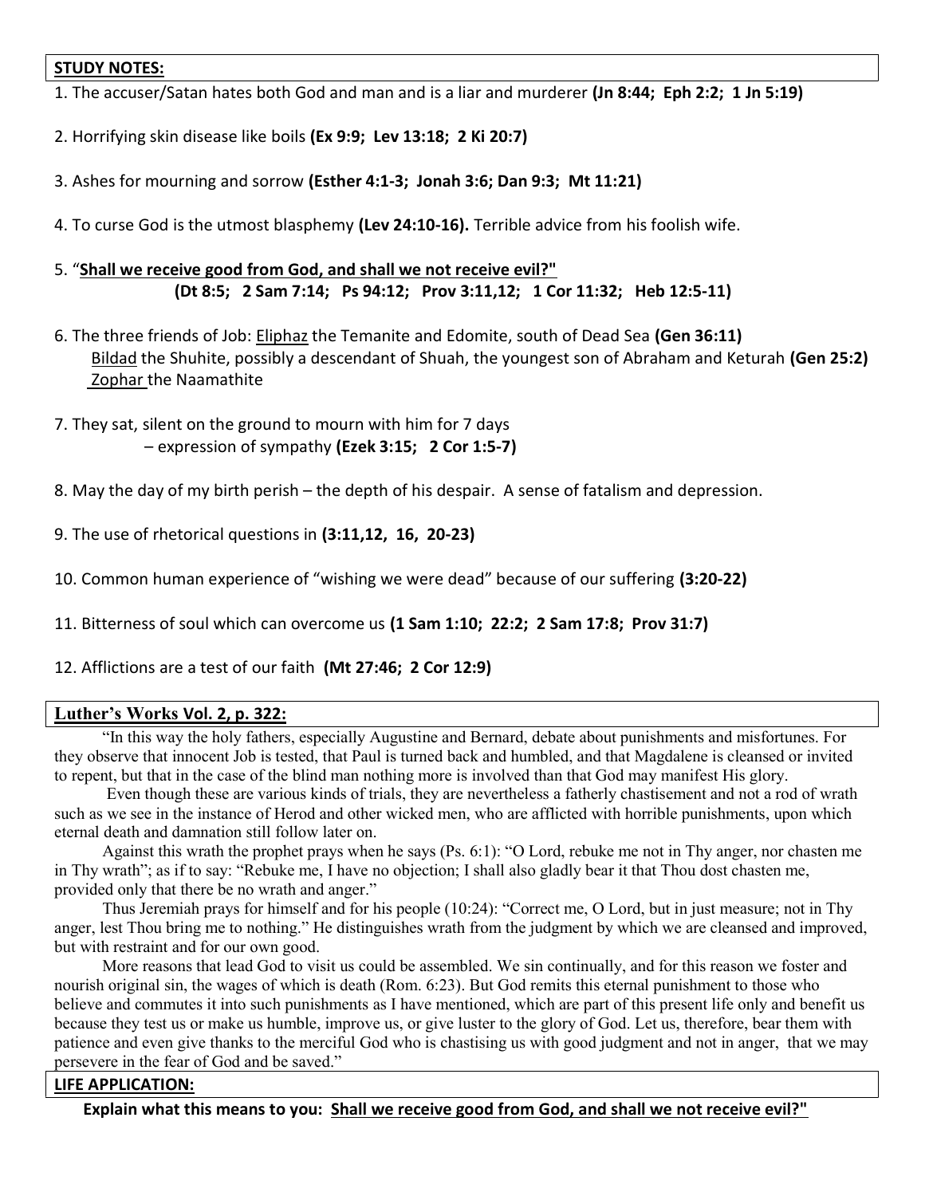## STUDY NOTES:

1. The accuser/Satan hates both God and man and is a liar and murderer **(Jn 8:44; Eph 2:2; 1 Jn 5:19)**

2. Horrifying skin disease like boils **(Ex 9:9; Lev 13:18; 2 Ki 20:7)**

3. Ashes for mourning and sorrow **(Esther 4:1-3; Jonah 3:6; Dan 9:3; Mt 11:21)**

4. To curse God is the utmost blasphemy **(Lev 24:10-16).** Terrible advice from his foolish wife.

5. "**Shall we receive good from God, and shall we not receive evil?"**
   **(Dt 8:5; 2 Sam 7:14; Ps 94:12; Prov 3:11,12; 1 Cor 11:32; Heb 12:5-11)**

6. The three friends of Job: Eliphaz the Temanite and Edomite, south of Dead Sea **(Gen 36:11)**
   Bildad the Shuhite, possibly a descendant of Shuah, the youngest son of Abraham and Keturah **(Gen 25:2)**
   Zophar the Naamathite

7. They sat, silent on the ground to mourn with him for 7 days
   – expression of sympathy **(Ezek 3:15; 2 Cor 1:5-7)**

8. May the day of my birth perish – the depth of his despair. A sense of fatalism and depression.

9. The use of rhetorical questions in **(3:11,12, 16, 20-23)**

10. Common human experience of "wishing we were dead" because of our suffering **(3:20-22)**

11. Bitterness of soul which can overcome us **(1 Sam 1:10; 22:2; 2 Sam 17:8; Prov 31:7)**

12. Afflictions are a test of our faith **(Mt 27:46; 2 Cor 12:9)**

## Luther's Works Vol. 2, p. 322:

"In this way the holy fathers, especially Augustine and Bernard, debate about punishments and misfortunes. For they observe that innocent Job is tested, that Paul is turned back and humbled, and that Magdalene is cleansed or invited to repent, but that in the case of the blind man nothing more is involved than that God may manifest His glory.

Even though these are various kinds of trials, they are nevertheless a fatherly chastisement and not a rod of wrath such as we see in the instance of Herod and other wicked men, who are afflicted with horrible punishments, upon which eternal death and damnation still follow later on.

Against this wrath the prophet prays when he says (Ps. 6:1): "O Lord, rebuke me not in Thy anger, nor chasten me in Thy wrath"; as if to say: "Rebuke me, I have no objection; I shall also gladly bear it that Thou dost chasten me, provided only that there be no wrath and anger."

Thus Jeremiah prays for himself and for his people (10:24): "Correct me, O Lord, but in just measure; not in Thy anger, lest Thou bring me to nothing." He distinguishes wrath from the judgment by which we are cleansed and improved, but with restraint and for our own good.

More reasons that lead God to visit us could be assembled. We sin continually, and for this reason we foster and nourish original sin, the wages of which is death (Rom. 6:23). But God remits this eternal punishment to those who believe and commutes it into such punishments as I have mentioned, which are part of this present life only and benefit us because they test us or make us humble, improve us, or give luster to the glory of God. Let us, therefore, bear them with patience and even give thanks to the merciful God who is chastising us with good judgment and not in anger, that we may persevere in the fear of God and be saved."

## LIFE APPLICATION:

**Explain what this means to you: Shall we receive good from God, and shall we not receive evil?"**